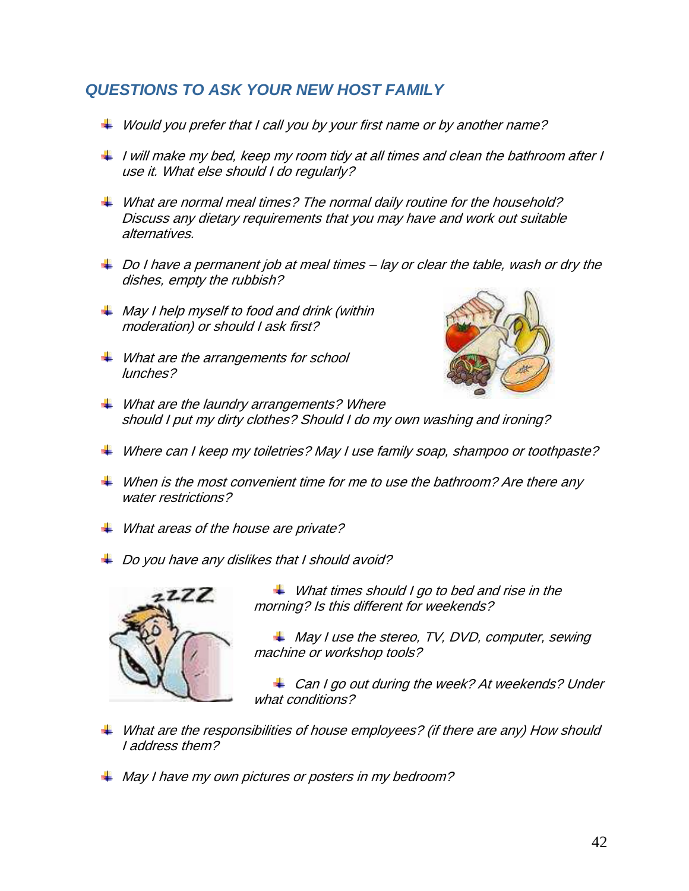## *QUESTIONS TO ASK YOUR NEW HOST FAMILY*

- *Would you prefer that I call you by your first name or by another name?*
- *I will make my bed, keep my room tidy at all times and clean the bathroom after I use it. What else should I do regularly?*
- *What are normal meal times? The normal daily routine for the household? Discuss any dietary requirements that you may have and work out suitable alternatives.*
- *Do I have a permanent job at meal times – lay or clear the table, wash or dry the dishes, empty the rubbish?*
- *May I help myself to food and drink (within moderation) or should I ask first?*
- *What are the arrangements for school lunches?*
- *What are the laundry arrangements? Where should I put my dirty clothes? Should I do my own washing and ironing?*
- *Where can I keep my toiletries? May I use family soap, shampoo or toothpaste?*
- *When is the most convenient time for me to use the bathroom? Are there any water restrictions?*
- *What areas of the house are private?*
- *Do you have any dislikes that I should avoid?*
- *What times should I go to bed and rise in the morning? Is this different for weekends?*
- *May I use the stereo, TV, DVD, computer, sewing machine or workshop tools?*
- *Can I go out during the week? At weekends? Under what conditions?*
- *What are the responsibilities of house employees? (if there are any) How should I address them?*
- *May I have my own pictures or posters in my bedroom?*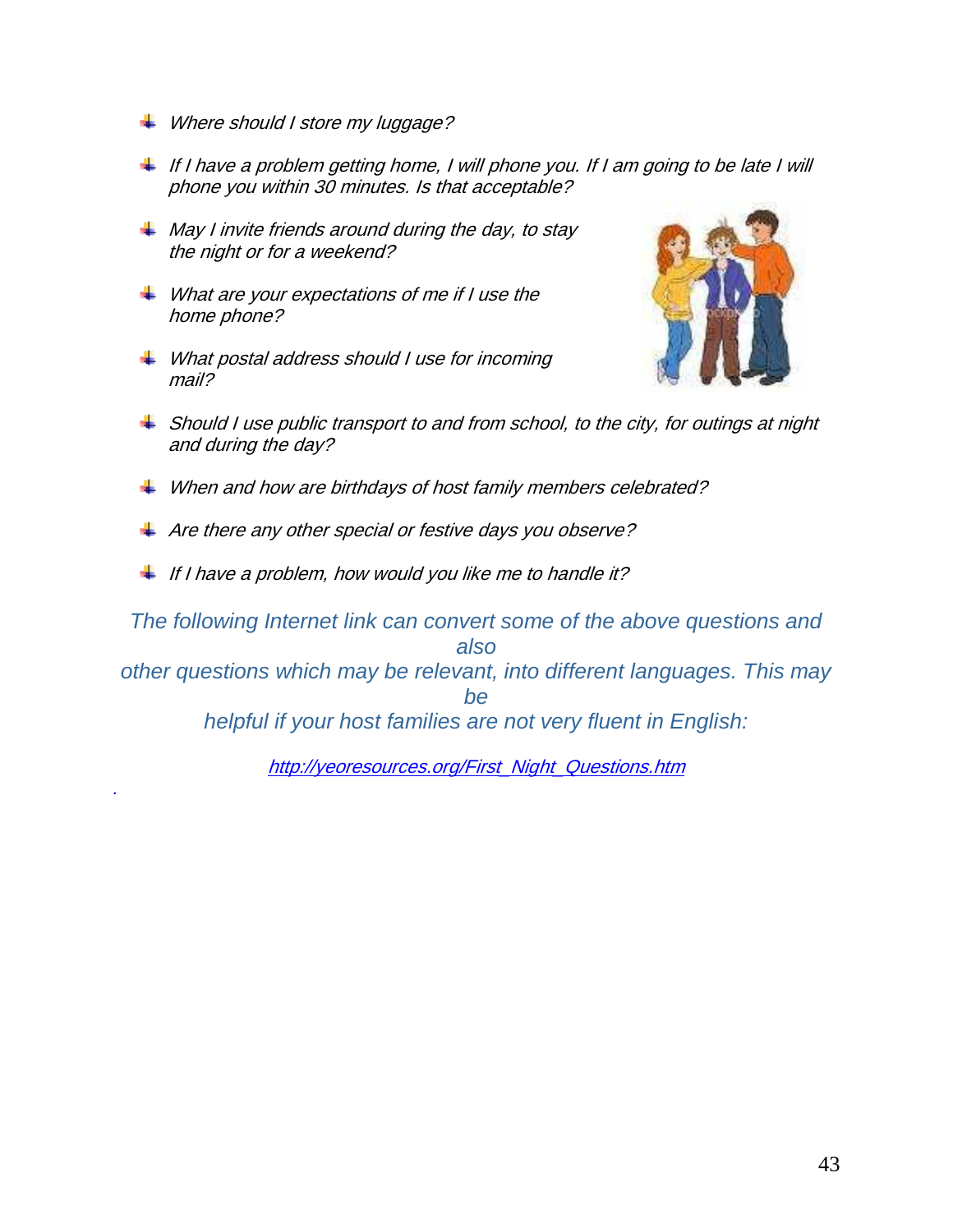- *Where should I store my luggage?*
- *If I have a problem getting home, I will phone you. If I am going to be late I will phone you within 30 minutes. Is that acceptable?*
- *May I invite friends around during the day, to stay the night or for a weekend?*
- *What are your expectations of me if I use the home phone?*
- *What postal address should I use for incoming mail?*
- *Should I use public transport to and from school, to the city, for outings at night and during the day?*
- *When and how are birthdays of host family members celebrated?*
- *Are there any other special or festive days you observe?*
- *If I have a problem, how would you like me to handle it?*

*The following Internet link can convert some of the above questions and also other questions which may be relevant, into different languages. This may be helpful if your host families are not very fluent in English:*

*http://yeoresources.org/First_Night_Questions.htm*